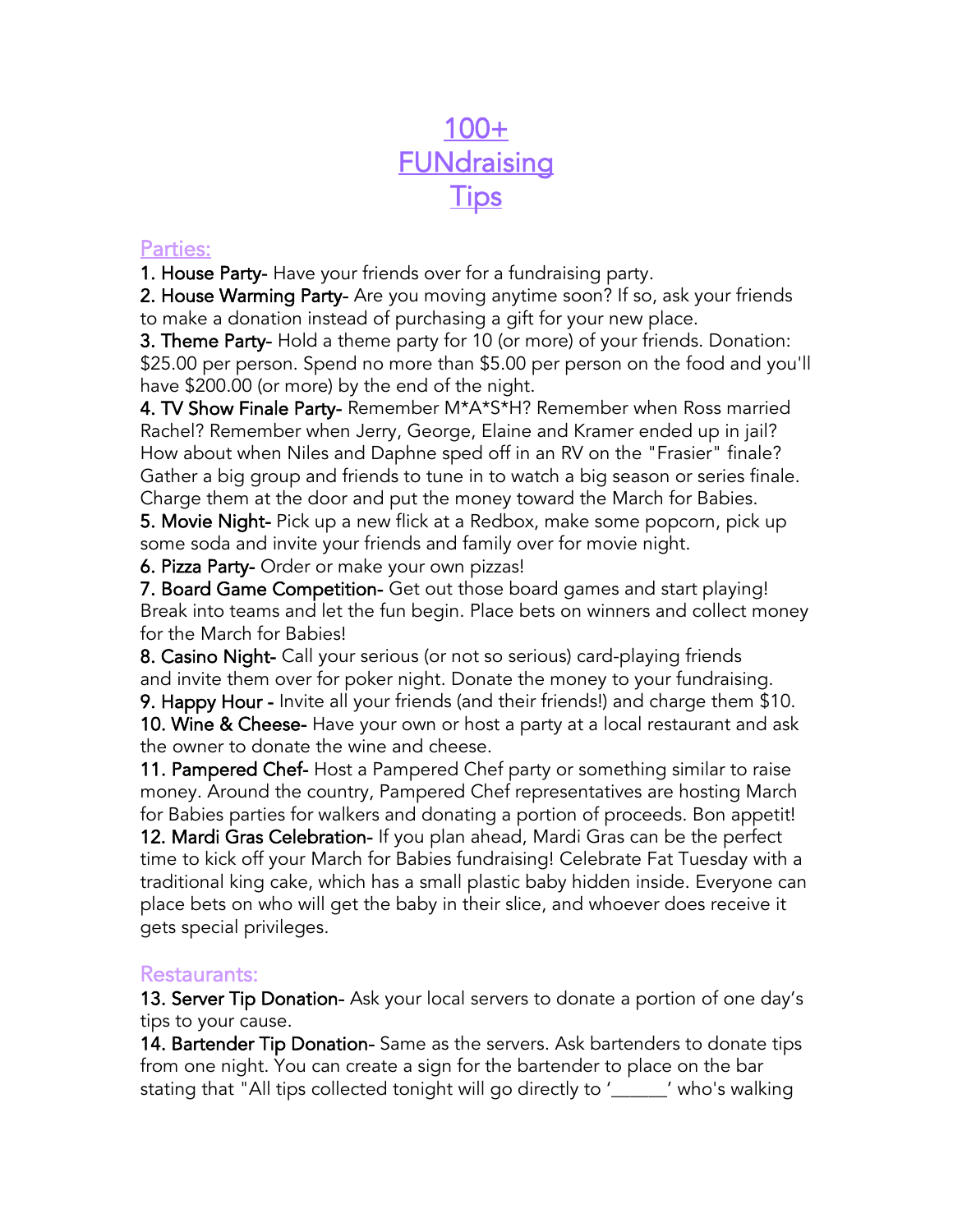# 100+ FUNdraising Tips

## Parties:

**1. House Party-** Have your friends over for a fundraising party.
**2. House Warming Party-** Are you moving anytime soon? If so, ask your friends to make a donation instead of purchasing a gift for your new place.
**3. Theme Party-** Hold a theme party for 10 (or more) of your friends. Donation: $25.00 per person. Spend no more than $5.00 per person on the food and you'll have $200.00 (or more) by the end of the night.
**4. TV Show Finale Party-** Remember M*A*S*H? Remember when Ross married Rachel? Remember when Jerry, George, Elaine and Kramer ended up in jail? How about when Niles and Daphne sped off in an RV on the "Frasier" finale? Gather a big group and friends to tune in to watch a big season or series finale. Charge them at the door and put the money toward the March for Babies.
**5. Movie Night-** Pick up a new flick at a Redbox, make some popcorn, pick up some soda and invite your friends and family over for movie night.
**6. Pizza Party-** Order or make your own pizzas!
**7. Board Game Competition-** Get out those board games and start playing! Break into teams and let the fun begin. Place bets on winners and collect money for the March for Babies!
**8. Casino Night-** Call your serious (or not so serious) card-playing friends and invite them over for poker night. Donate the money to your fundraising.
**9. Happy Hour -** Invite all your friends (and their friends!) and charge them $10.
**10. Wine & Cheese-** Have your own or host a party at a local restaurant and ask the owner to donate the wine and cheese.
**11. Pampered Chef-** Host a Pampered Chef party or something similar to raise money. Around the country, Pampered Chef representatives are hosting March for Babies parties for walkers and donating a portion of proceeds. Bon appetit!
**12. Mardi Gras Celebration-** If you plan ahead, Mardi Gras can be the perfect time to kick off your March for Babies fundraising! Celebrate Fat Tuesday with a traditional king cake, which has a small plastic baby hidden inside. Everyone can place bets on who will get the baby in their slice, and whoever does receive it gets special privileges.

## Restaurants:

**13. Server Tip Donation-** Ask your local servers to donate a portion of one day's tips to your cause.
**14. Bartender Tip Donation-** Same as the servers. Ask bartenders to donate tips from one night. You can create a sign for the bartender to place on the bar stating that "All tips collected tonight will go directly to '______' who's walking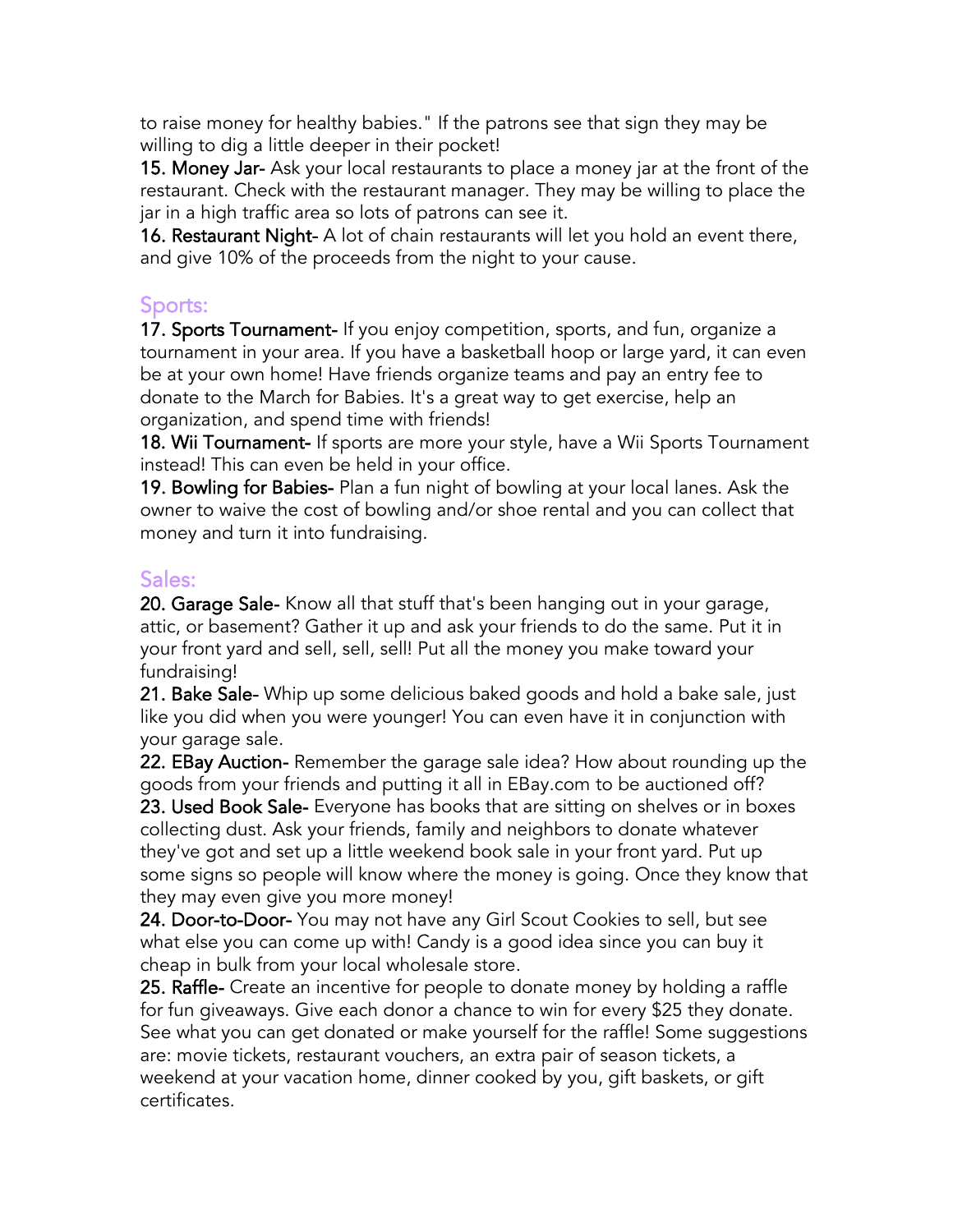to raise money for healthy babies." If the patrons see that sign they may be willing to dig a little deeper in their pocket!

**15. Money Jar-** Ask your local restaurants to place a money jar at the front of the restaurant. Check with the restaurant manager. They may be willing to place the jar in a high traffic area so lots of patrons can see it.

**16. Restaurant Night-** A lot of chain restaurants will let you hold an event there, and give 10% of the proceeds from the night to your cause.

## Sports:

**17. Sports Tournament-** If you enjoy competition, sports, and fun, organize a tournament in your area. If you have a basketball hoop or large yard, it can even be at your own home! Have friends organize teams and pay an entry fee to donate to the March for Babies. It's a great way to get exercise, help an organization, and spend time with friends!

**18. Wii Tournament-** If sports are more your style, have a Wii Sports Tournament instead! This can even be held in your office.

**19. Bowling for Babies-** Plan a fun night of bowling at your local lanes. Ask the owner to waive the cost of bowling and/or shoe rental and you can collect that money and turn it into fundraising.

## Sales:

**20. Garage Sale-** Know all that stuff that's been hanging out in your garage, attic, or basement? Gather it up and ask your friends to do the same. Put it in your front yard and sell, sell, sell! Put all the money you make toward your fundraising!

**21. Bake Sale-** Whip up some delicious baked goods and hold a bake sale, just like you did when you were younger! You can even have it in conjunction with your garage sale.

**22. EBay Auction-** Remember the garage sale idea? How about rounding up the goods from your friends and putting it all in EBay.com to be auctioned off?

**23. Used Book Sale-** Everyone has books that are sitting on shelves or in boxes collecting dust. Ask your friends, family and neighbors to donate whatever they've got and set up a little weekend book sale in your front yard. Put up some signs so people will know where the money is going. Once they know that they may even give you more money!

**24. Door-to-Door-** You may not have any Girl Scout Cookies to sell, but see what else you can come up with! Candy is a good idea since you can buy it cheap in bulk from your local wholesale store.

**25. Raffle-** Create an incentive for people to donate money by holding a raffle for fun giveaways. Give each donor a chance to win for every $25 they donate. See what you can get donated or make yourself for the raffle! Some suggestions are: movie tickets, restaurant vouchers, an extra pair of season tickets, a weekend at your vacation home, dinner cooked by you, gift baskets, or gift certificates.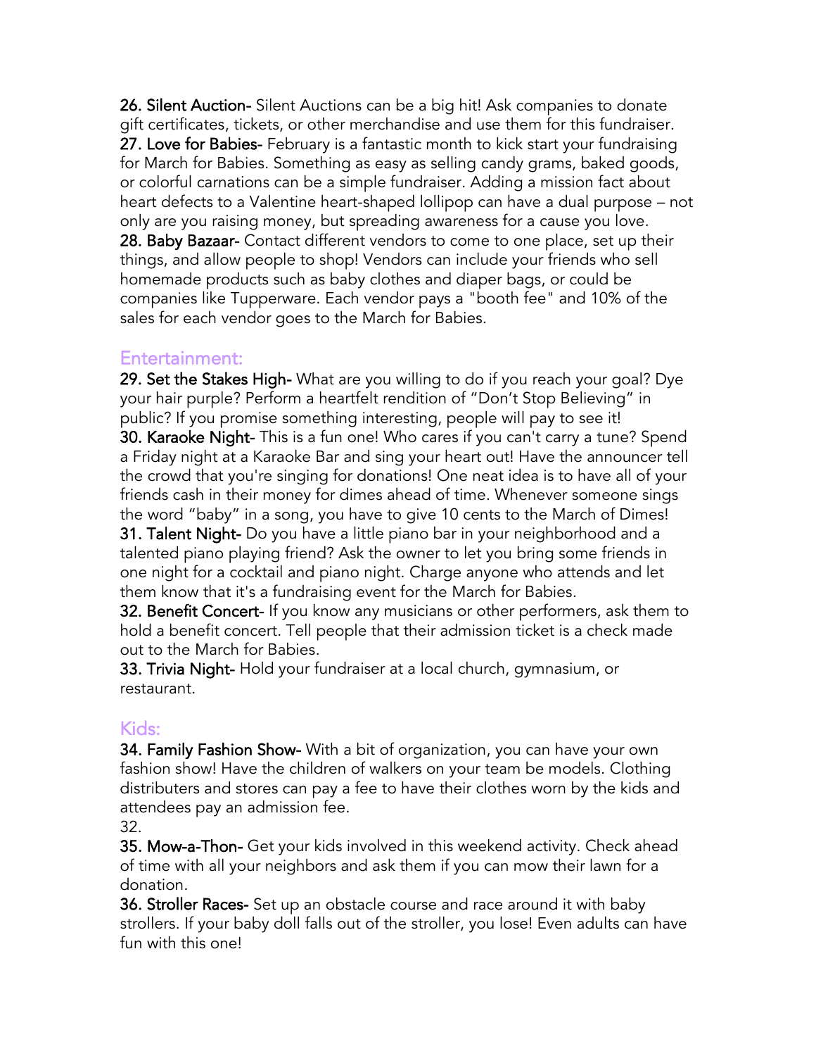**26. Silent Auction-** Silent Auctions can be a big hit! Ask companies to donate gift certificates, tickets, or other merchandise and use them for this fundraiser.

**27. Love for Babies-** February is a fantastic month to kick start your fundraising for March for Babies. Something as easy as selling candy grams, baked goods, or colorful carnations can be a simple fundraiser. Adding a mission fact about heart defects to a Valentine heart-shaped lollipop can have a dual purpose – not only are you raising money, but spreading awareness for a cause you love.

**28. Baby Bazaar-** Contact different vendors to come to one place, set up their things, and allow people to shop! Vendors can include your friends who sell homemade products such as baby clothes and diaper bags, or could be companies like Tupperware. Each vendor pays a "booth fee" and 10% of the sales for each vendor goes to the March for Babies.

## Entertainment:

**29. Set the Stakes High-** What are you willing to do if you reach your goal? Dye your hair purple? Perform a heartfelt rendition of "Don't Stop Believing" in public? If you promise something interesting, people will pay to see it!

**30. Karaoke Night-** This is a fun one! Who cares if you can't carry a tune? Spend a Friday night at a Karaoke Bar and sing your heart out! Have the announcer tell the crowd that you're singing for donations! One neat idea is to have all of your friends cash in their money for dimes ahead of time. Whenever someone sings the word "baby" in a song, you have to give 10 cents to the March of Dimes!

**31. Talent Night-** Do you have a little piano bar in your neighborhood and a talented piano playing friend? Ask the owner to let you bring some friends in one night for a cocktail and piano night. Charge anyone who attends and let them know that it's a fundraising event for the March for Babies.

**32. Benefit Concert-** If you know any musicians or other performers, ask them to hold a benefit concert. Tell people that their admission ticket is a check made out to the March for Babies.

**33. Trivia Night-** Hold your fundraiser at a local church, gymnasium, or restaurant.

## Kids:

**34. Family Fashion Show-** With a bit of organization, you can have your own fashion show! Have the children of walkers on your team be models. Clothing distributers and stores can pay a fee to have their clothes worn by the kids and attendees pay an admission fee.

**35. Mow-a-Thon-** Get your kids involved in this weekend activity. Check ahead of time with all your neighbors and ask them if you can mow their lawn for a donation.

**36. Stroller Races-** Set up an obstacle course and race around it with baby strollers. If your baby doll falls out of the stroller, you lose! Even adults can have fun with this one!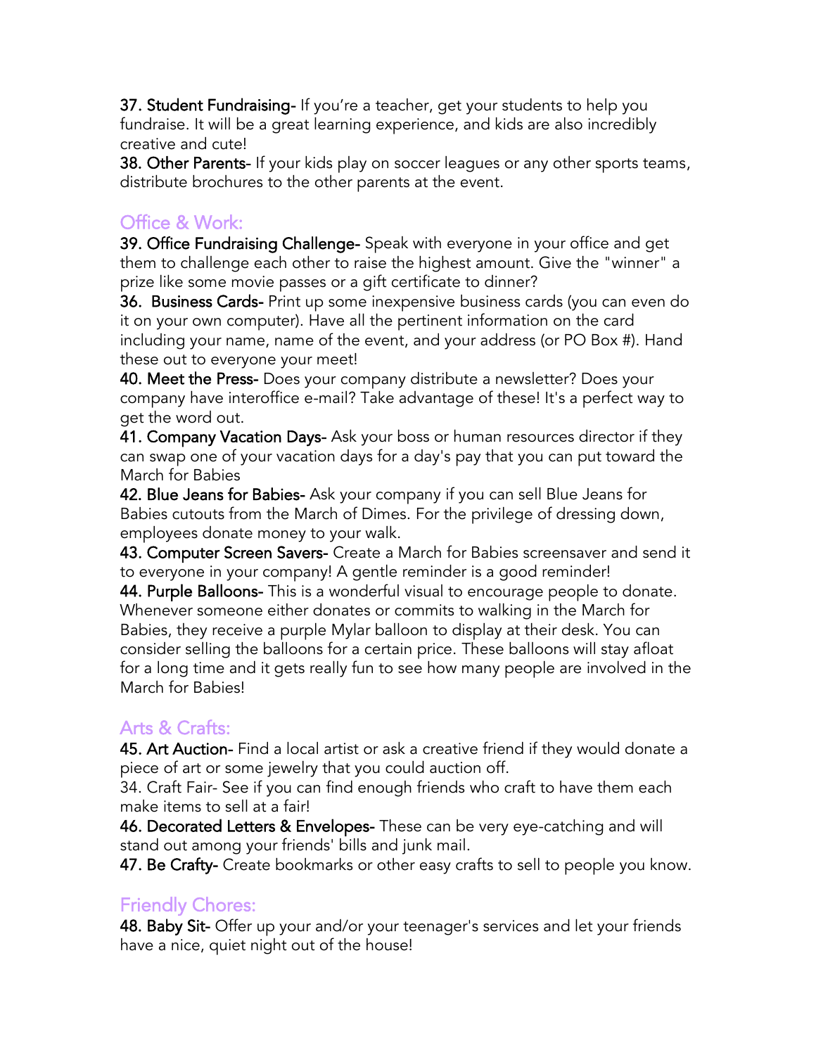**37. Student Fundraising-** If you're a teacher, get your students to help you fundraise. It will be a great learning experience, and kids are also incredibly creative and cute!

**38. Other Parents-** If your kids play on soccer leagues or any other sports teams, distribute brochures to the other parents at the event.

## Office & Work:

**39. Office Fundraising Challenge-** Speak with everyone in your office and get them to challenge each other to raise the highest amount. Give the "winner" a prize like some movie passes or a gift certificate to dinner?

**36. Business Cards-** Print up some inexpensive business cards (you can even do it on your own computer). Have all the pertinent information on the card including your name, name of the event, and your address (or PO Box #). Hand these out to everyone your meet!

**40. Meet the Press-** Does your company distribute a newsletter? Does your company have interoffice e-mail? Take advantage of these! It's a perfect way to get the word out.

**41. Company Vacation Days-** Ask your boss or human resources director if they can swap one of your vacation days for a day's pay that you can put toward the March for Babies

**42. Blue Jeans for Babies-** Ask your company if you can sell Blue Jeans for Babies cutouts from the March of Dimes. For the privilege of dressing down, employees donate money to your walk.

**43. Computer Screen Savers-** Create a March for Babies screensaver and send it to everyone in your company! A gentle reminder is a good reminder!

**44. Purple Balloons-** This is a wonderful visual to encourage people to donate. Whenever someone either donates or commits to walking in the March for Babies, they receive a purple Mylar balloon to display at their desk. You can consider selling the balloons for a certain price. These balloons will stay afloat for a long time and it gets really fun to see how many people are involved in the March for Babies!

## Arts & Crafts:

**45. Art Auction-** Find a local artist or ask a creative friend if they would donate a piece of art or some jewelry that you could auction off.

34. Craft Fair- See if you can find enough friends who craft to have them each make items to sell at a fair!

**46. Decorated Letters & Envelopes-** These can be very eye-catching and will stand out among your friends' bills and junk mail.

**47. Be Crafty-** Create bookmarks or other easy crafts to sell to people you know.

## Friendly Chores:

**48. Baby Sit-** Offer up your and/or your teenager's services and let your friends have a nice, quiet night out of the house!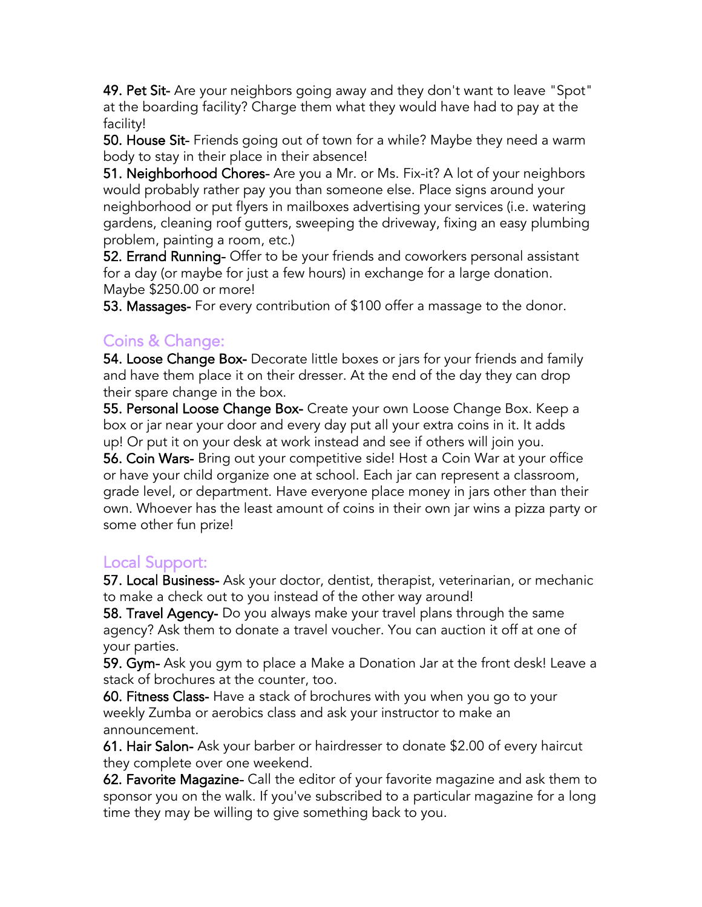**49. Pet Sit-** Are your neighbors going away and they don't want to leave "Spot" at the boarding facility? Charge them what they would have had to pay at the facility!

**50. House Sit-** Friends going out of town for a while? Maybe they need a warm body to stay in their place in their absence!

**51. Neighborhood Chores-** Are you a Mr. or Ms. Fix-it? A lot of your neighbors would probably rather pay you than someone else. Place signs around your neighborhood or put flyers in mailboxes advertising your services (i.e. watering gardens, cleaning roof gutters, sweeping the driveway, fixing an easy plumbing problem, painting a room, etc.)

**52. Errand Running-** Offer to be your friends and coworkers personal assistant for a day (or maybe for just a few hours) in exchange for a large donation. Maybe $250.00 or more!

**53. Massages-** For every contribution of $100 offer a massage to the donor.

## Coins & Change:

**54. Loose Change Box-** Decorate little boxes or jars for your friends and family and have them place it on their dresser. At the end of the day they can drop their spare change in the box.

**55. Personal Loose Change Box-** Create your own Loose Change Box. Keep a box or jar near your door and every day put all your extra coins in it. It adds up! Or put it on your desk at work instead and see if others will join you.

**56. Coin Wars-** Bring out your competitive side! Host a Coin War at your office or have your child organize one at school. Each jar can represent a classroom, grade level, or department. Have everyone place money in jars other than their own. Whoever has the least amount of coins in their own jar wins a pizza party or some other fun prize!

## Local Support:

**57. Local Business-** Ask your doctor, dentist, therapist, veterinarian, or mechanic to make a check out to you instead of the other way around!

**58. Travel Agency-** Do you always make your travel plans through the same agency? Ask them to donate a travel voucher. You can auction it off at one of your parties.

**59. Gym-** Ask you gym to place a Make a Donation Jar at the front desk! Leave a stack of brochures at the counter, too.

**60. Fitness Class-** Have a stack of brochures with you when you go to your weekly Zumba or aerobics class and ask your instructor to make an announcement.

**61. Hair Salon-** Ask your barber or hairdresser to donate $2.00 of every haircut they complete over one weekend.

**62. Favorite Magazine-** Call the editor of your favorite magazine and ask them to sponsor you on the walk. If you've subscribed to a particular magazine for a long time they may be willing to give something back to you.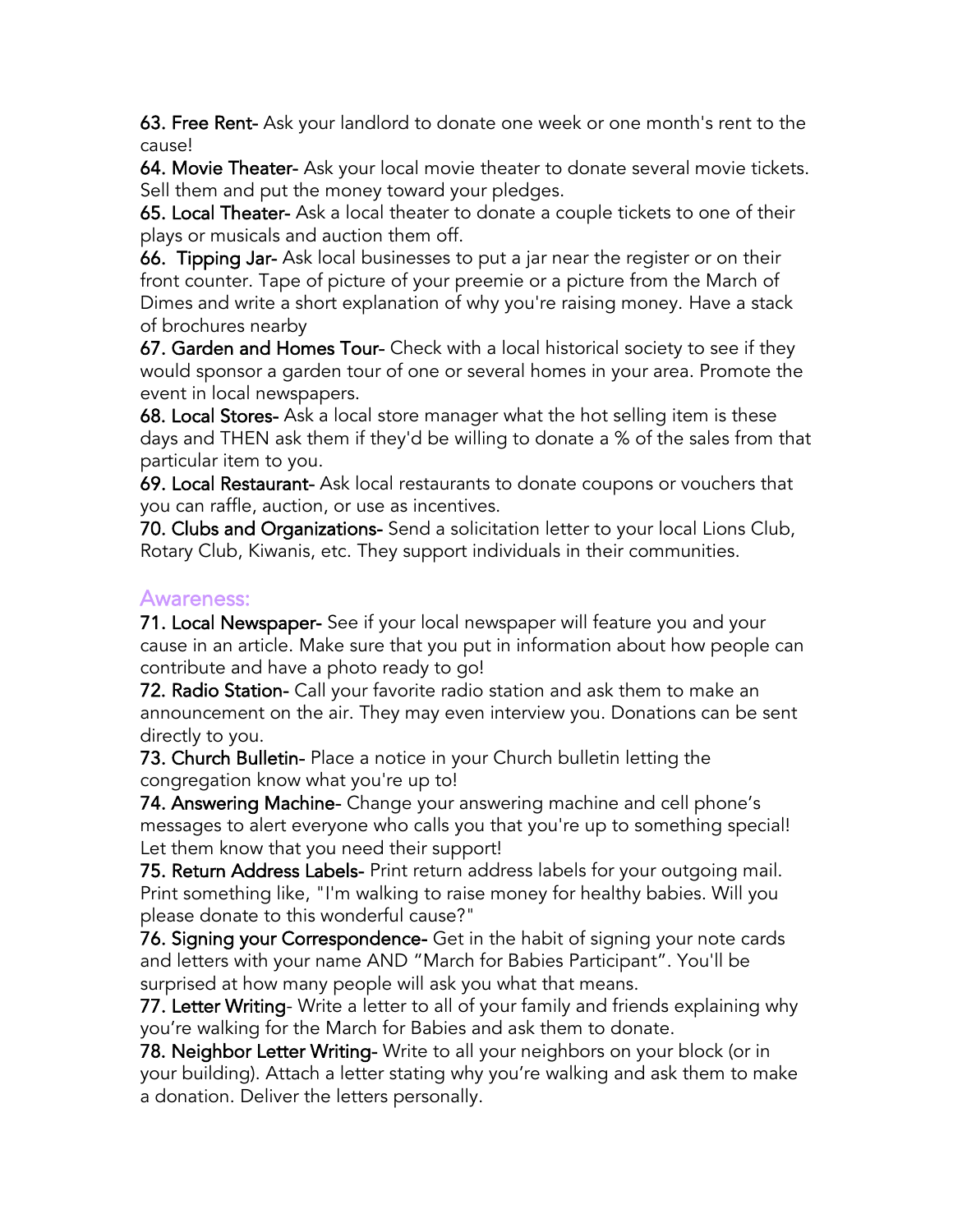**63. Free Rent-** Ask your landlord to donate one week or one month's rent to the cause!

**64. Movie Theater-** Ask your local movie theater to donate several movie tickets. Sell them and put the money toward your pledges.

**65. Local Theater-** Ask a local theater to donate a couple tickets to one of their plays or musicals and auction them off.

**66. Tipping Jar-** Ask local businesses to put a jar near the register or on their front counter. Tape of picture of your preemie or a picture from the March of Dimes and write a short explanation of why you're raising money. Have a stack of brochures nearby

**67. Garden and Homes Tour-** Check with a local historical society to see if they would sponsor a garden tour of one or several homes in your area. Promote the event in local newspapers.

**68. Local Stores-** Ask a local store manager what the hot selling item is these days and THEN ask them if they'd be willing to donate a % of the sales from that particular item to you.

**69. Local Restaurant-** Ask local restaurants to donate coupons or vouchers that you can raffle, auction, or use as incentives.

**70. Clubs and Organizations-** Send a solicitation letter to your local Lions Club, Rotary Club, Kiwanis, etc. They support individuals in their communities.

## Awareness:

**71. Local Newspaper-** See if your local newspaper will feature you and your cause in an article. Make sure that you put in information about how people can contribute and have a photo ready to go!

**72. Radio Station-** Call your favorite radio station and ask them to make an announcement on the air. They may even interview you. Donations can be sent directly to you.

**73. Church Bulletin-** Place a notice in your Church bulletin letting the congregation know what you're up to!

**74. Answering Machine-** Change your answering machine and cell phone's messages to alert everyone who calls you that you're up to something special! Let them know that you need their support!

**75. Return Address Labels-** Print return address labels for your outgoing mail. Print something like, "I'm walking to raise money for healthy babies. Will you please donate to this wonderful cause?"

**76. Signing your Correspondence-** Get in the habit of signing your note cards and letters with your name AND "March for Babies Participant". You'll be surprised at how many people will ask you what that means.

**77. Letter Writing-** Write a letter to all of your family and friends explaining why you're walking for the March for Babies and ask them to donate.

**78. Neighbor Letter Writing-** Write to all your neighbors on your block (or in your building). Attach a letter stating why you're walking and ask them to make a donation. Deliver the letters personally.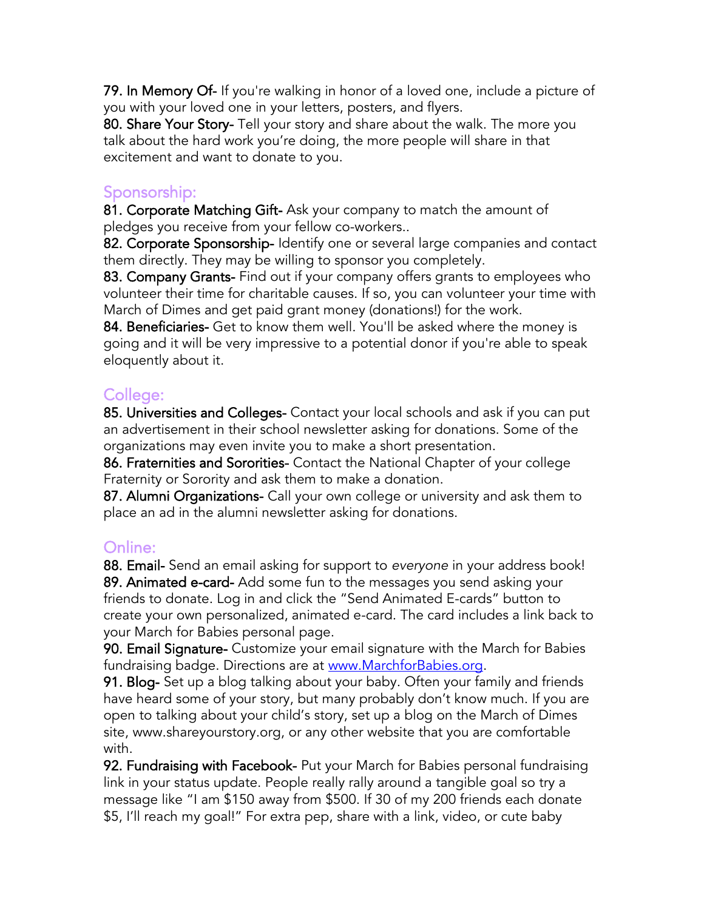**79. In Memory Of-** If you're walking in honor of a loved one, include a picture of you with your loved one in your letters, posters, and flyers.
**80. Share Your Story-** Tell your story and share about the walk. The more you talk about the hard work you're doing, the more people will share in that excitement and want to donate to you.

## Sponsorship:

**81. Corporate Matching Gift-** Ask your company to match the amount of pledges you receive from your fellow co-workers..
**82. Corporate Sponsorship-** Identify one or several large companies and contact them directly. They may be willing to sponsor you completely.
**83. Company Grants-** Find out if your company offers grants to employees who volunteer their time for charitable causes. If so, you can volunteer your time with March of Dimes and get paid grant money (donations!) for the work.
**84. Beneficiaries-** Get to know them well. You'll be asked where the money is going and it will be very impressive to a potential donor if you're able to speak eloquently about it.

## College:

**85. Universities and Colleges-** Contact your local schools and ask if you can put an advertisement in their school newsletter asking for donations. Some of the organizations may even invite you to make a short presentation.
**86. Fraternities and Sororities-** Contact the National Chapter of your college Fraternity or Sorority and ask them to make a donation.
**87. Alumni Organizations-** Call your own college or university and ask them to place an ad in the alumni newsletter asking for donations.

## Online:

**88. Email-** Send an email asking for support to *everyone* in your address book!
**89. Animated e-card-** Add some fun to the messages you send asking your friends to donate. Log in and click the "Send Animated E-cards" button to create your own personalized, animated e-card. The card includes a link back to your March for Babies personal page.
**90. Email Signature-** Customize your email signature with the March for Babies fundraising badge. Directions are at [www.MarchforBabies.org](http://www.MarchforBabies.org).
**91. Blog-** Set up a blog talking about your baby. Often your family and friends have heard some of your story, but many probably don't know much. If you are open to talking about your child's story, set up a blog on the March of Dimes site, www.shareyourstory.org, or any other website that you are comfortable with.
**92. Fundraising with Facebook-** Put your March for Babies personal fundraising link in your status update. People really rally around a tangible goal so try a message like "I am $150 away from $500. If 30 of my 200 friends each donate $5, I'll reach my goal!" For extra pep, share with a link, video, or cute baby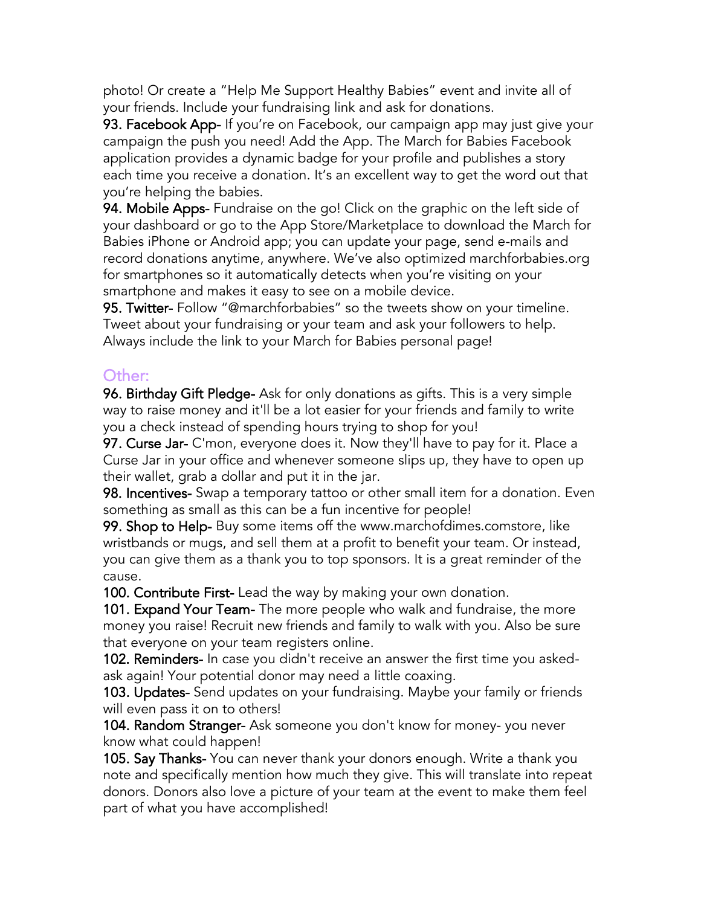photo! Or create a "Help Me Support Healthy Babies" event and invite all of your friends. Include your fundraising link and ask for donations.

**93. Facebook App-** If you're on Facebook, our campaign app may just give your campaign the push you need! Add the App. The March for Babies Facebook application provides a dynamic badge for your profile and publishes a story each time you receive a donation. It's an excellent way to get the word out that you're helping the babies.

**94. Mobile Apps-** Fundraise on the go! Click on the graphic on the left side of your dashboard or go to the App Store/Marketplace to download the March for Babies iPhone or Android app; you can update your page, send e-mails and record donations anytime, anywhere. We've also optimized marchforbabies.org for smartphones so it automatically detects when you're visiting on your smartphone and makes it easy to see on a mobile device.

**95. Twitter-** Follow "@marchforbabies" so the tweets show on your timeline. Tweet about your fundraising or your team and ask your followers to help. Always include the link to your March for Babies personal page!

## Other:

**96. Birthday Gift Pledge-** Ask for only donations as gifts. This is a very simple way to raise money and it'll be a lot easier for your friends and family to write you a check instead of spending hours trying to shop for you!

**97. Curse Jar-** C'mon, everyone does it. Now they'll have to pay for it. Place a Curse Jar in your office and whenever someone slips up, they have to open up their wallet, grab a dollar and put it in the jar.

**98. Incentives-** Swap a temporary tattoo or other small item for a donation. Even something as small as this can be a fun incentive for people!

**99. Shop to Help-** Buy some items off the www.marchofdimes.comstore, like wristbands or mugs, and sell them at a profit to benefit your team. Or instead, you can give them as a thank you to top sponsors. It is a great reminder of the cause.

**100. Contribute First-** Lead the way by making your own donation.

**101. Expand Your Team-** The more people who walk and fundraise, the more money you raise! Recruit new friends and family to walk with you. Also be sure that everyone on your team registers online.

**102. Reminders-** In case you didn't receive an answer the first time you asked-ask again! Your potential donor may need a little coaxing.

**103. Updates-** Send updates on your fundraising. Maybe your family or friends will even pass it on to others!

**104. Random Stranger-** Ask someone you don't know for money- you never know what could happen!

**105. Say Thanks-** You can never thank your donors enough. Write a thank you note and specifically mention how much they give. This will translate into repeat donors. Donors also love a picture of your team at the event to make them feel part of what you have accomplished!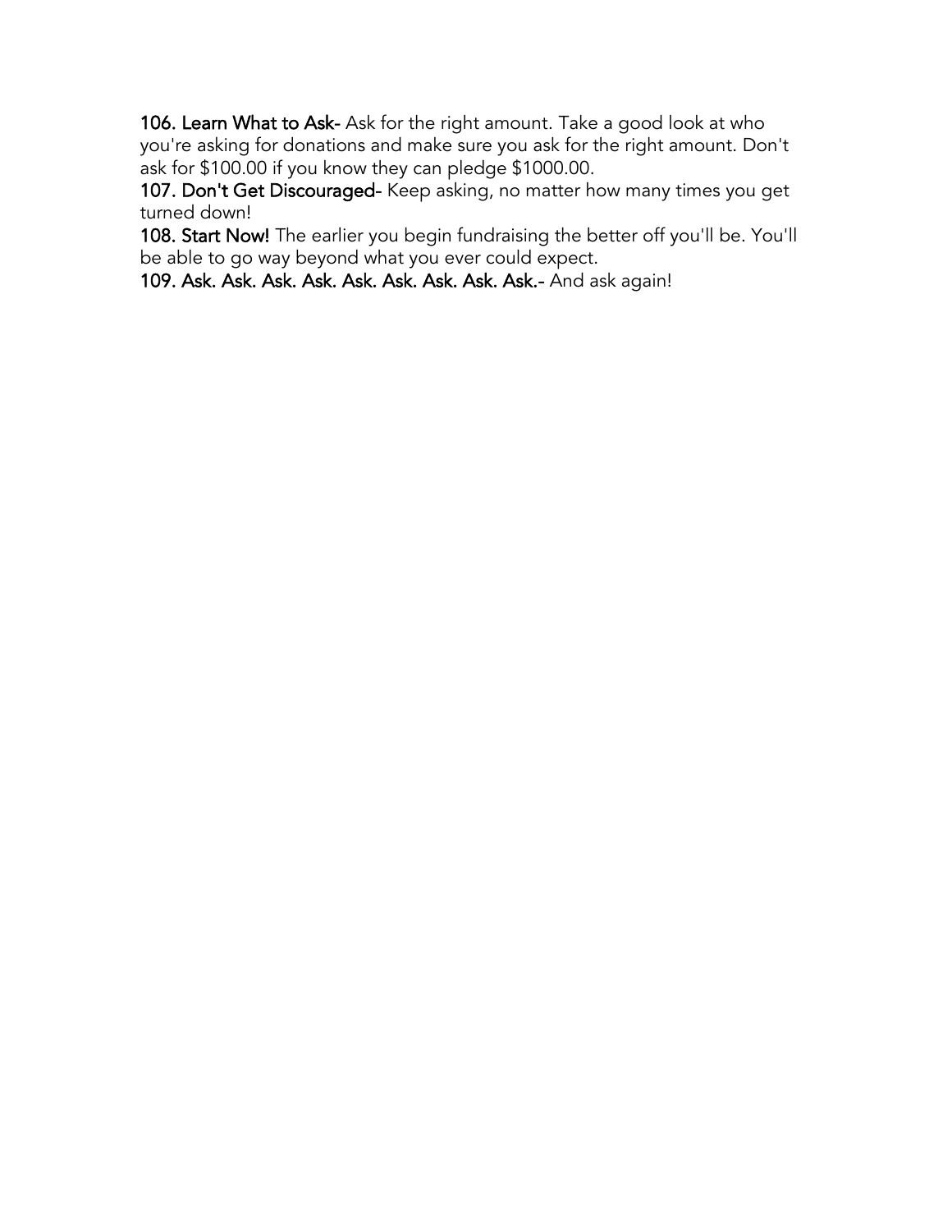**106. Learn What to Ask-** Ask for the right amount. Take a good look at who you're asking for donations and make sure you ask for the right amount. Don't ask for $100.00 if you know they can pledge $1000.00.

**107. Don't Get Discouraged-** Keep asking, no matter how many times you get turned down!

**108. Start Now!** The earlier you begin fundraising the better off you'll be. You'll be able to go way beyond what you ever could expect.

**109. Ask. Ask. Ask. Ask. Ask. Ask. Ask. Ask. Ask.-** And ask again!